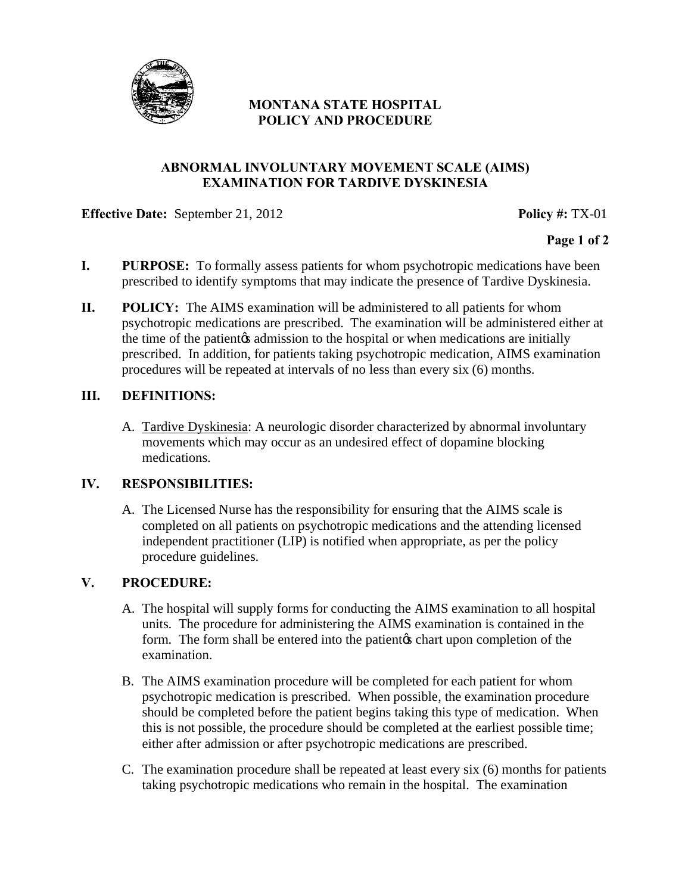# MONTANA STATE HOSPITAL POLICY AND PROCEDURE

## ABNORMAL INVOLUNTARY MOVEMENT SCALE (AIMS) EXAMINATION FOR TARDIVE DYSKINESIA

**Effective Date:** September 21, 2012 **Policy #:** TX-01

**I. PURPOSE:** To formally assess patients for whom psychotropic medications have been prescribed to identify symptoms that may indicate the presence of Tardive Dyskinesia.

**II. POLICY:** The AIMS examination will be administered to all patients for whom psychotropic medications are prescribed. The examination will be administered either at the time of the patient's admission to the hospital or when medications are initially prescribed. In addition, for patients taking psychotropic medication, AIMS examination procedures will be repeated at intervals of no less than every six (6) months.

**III. DEFINITIONS:**

A. Tardive Dyskinesia: A neurologic disorder characterized by abnormal involuntary movements which may occur as an undesired effect of dopamine blocking medications.

**IV. RESPONSIBILITIES:**

A. The Licensed Nurse has the responsibility for ensuring that the AIMS scale is completed on all patients on psychotropic medications and the attending licensed independent practitioner (LIP) is notified when appropriate, as per the policy procedure guidelines.

**V. PROCEDURE:**

A. The hospital will supply forms for conducting the AIMS examination to all hospital units. The procedure for administering the AIMS examination is contained in the form. The form shall be entered into the patient's chart upon completion of the examination.

B. The AIMS examination procedure will be completed for each patient for whom psychotropic medication is prescribed. When possible, the examination procedure should be completed before the patient begins taking this type of medication. When this is not possible, the procedure should be completed at the earliest possible time; either after admission or after psychotropic medications are prescribed.

C. The examination procedure shall be repeated at least every six (6) months for patients taking psychotropic medications who remain in the hospital. The examination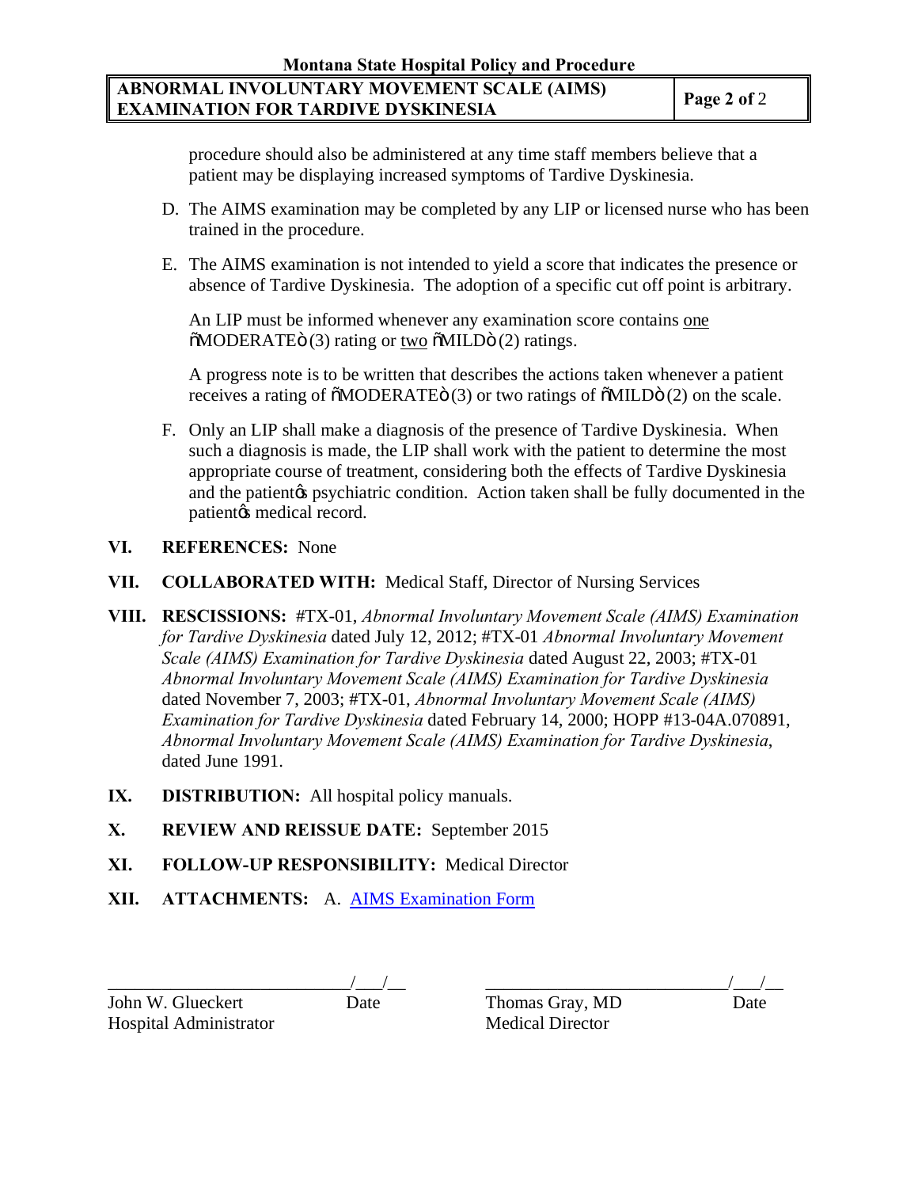procedure should also be administered at any time staff members believe that a patient may be displaying increased symptoms of Tardive Dyskinesia.

D. The AIMS examination may be completed by any LIP or licensed nurse who has been trained in the procedure.

E. The AIMS examination is not intended to yield a score that indicates the presence or absence of Tardive Dyskinesia. The adoption of a specific cut off point is arbitrary.

   An LIP must be informed whenever any examination score contains one "MODERATE" (3) rating or two "MILD" (2) ratings.

   A progress note is to be written that describes the actions taken whenever a patient receives a rating of "MODERATE" (3) or two ratings of "MILD" (2) on the scale.

F. Only an LIP shall make a diagnosis of the presence of Tardive Dyskinesia. When such a diagnosis is made, the LIP shall work with the patient to determine the most appropriate course of treatment, considering both the effects of Tardive Dyskinesia and the patient's psychiatric condition. Action taken shall be fully documented in the patient's medical record.

**VI. REFERENCES:** None

**VII. COLLABORATED WITH:** Medical Staff, Director of Nursing Services

**VIII. RESCISSIONS:** #TX-01, *Abnormal Involuntary Movement Scale (AIMS) Examination for Tardive Dyskinesia* dated July 12, 2012; #TX-01 *Abnormal Involuntary Movement Scale (AIMS) Examination for Tardive Dyskinesia* dated August 22, 2003; #TX-01 *Abnormal Involuntary Movement Scale (AIMS) Examination for Tardive Dyskinesia* dated November 7, 2003; #TX-01, *Abnormal Involuntary Movement Scale (AIMS) Examination for Tardive Dyskinesia* dated February 14, 2000; HOPP #13-04A.070891, *Abnormal Involuntary Movement Scale (AIMS) Examination for Tardive Dyskinesia*, dated June 1991.

**IX. DISTRIBUTION:** All hospital policy manuals.

**X. REVIEW AND REISSUE DATE:** September 2015

**XI. FOLLOW-UP RESPONSIBILITY:** Medical Director

**XII. ATTACHMENTS:** A. AIMS Examination Form

| | |
|---|---|
| ___________________________/___/__ | ___________________________/___/__ |
| John W. Glueckert Date | Thomas Gray, MD Date |
| Hospital Administrator | Medical Director |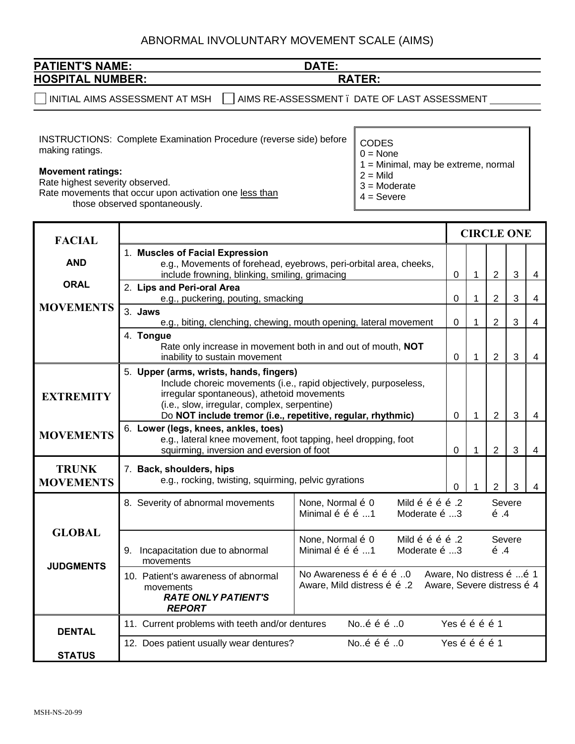# ABNORMAL INVOLUNTARY MOVEMENT SCALE (AIMS)

**PATIENT'S NAME:** **DATE:**

**HOSPITAL NUMBER:** **RATER:**

☐ INITIAL AIMS ASSESSMENT AT MSH ☐ AIMS RE-ASSESSMENT ï DATE OF LAST ASSESSMENT ________

INSTRUCTIONS: Complete Examination Procedure (reverse side) before making ratings.

**Movement ratings:**
Rate highest severity observed.
Rate movements that occur upon activation one less than those observed spontaneously.

CODES
0 = None
1 = Minimal, may be extreme, normal
2 = Mild
3 = Moderate
4 = Severe

| | | CIRCLE ONE | | | | |
|---|---|---|---|---|---|---|
| **FACIAL AND ORAL MOVEMENTS** | 1. **Muscles of Facial Expression** e.g., Movements of forehead, eyebrows, peri-orbital area, cheeks, include frowning, blinking, smiling, grimacing | 0 | 1 | 2 | 3 | 4 |
| | 2. **Lips and Peri-oral Area** e.g., puckering, pouting, smacking | 0 | 1 | 2 | 3 | 4 |
| | 3. **Jaws** e.g., biting, clenching, chewing, mouth opening, lateral movement | 0 | 1 | 2 | 3 | 4 |
| | 4. **Tongue** Rate only increase in movement both in and out of mouth, **NOT** inability to sustain movement | 0 | 1 | 2 | 3 | 4 |
| **EXTREMITY MOVEMENTS** | 5. **Upper (arms, wrists, hands, fingers)** Include choreic movements (i.e., rapid objectively, purposeless, irregular spontaneous), athetoid movements (i.e., slow, irregular, complex, serpentine) Do **NOT include tremor (i.e., repetitive, regular, rhythmic)** | 0 | 1 | 2 | 3 | 4 |
| | 6. **Lower (legs, knees, ankles, toes)** e.g., lateral knee movement, foot tapping, heel dropping, foot squirming, inversion and eversion of foot | 0 | 1 | 2 | 3 | 4 |
| **TRUNK MOVEMENTS** | 7. **Back, shoulders, hips** e.g., rocking, twisting, squirming, pelvic gyrations | 0 | 1 | 2 | 3 | 4 |

| | | |
|---|---|---|
| **GLOBAL JUDGMENTS** | 8. Severity of abnormal movements | None, Normal é 0 / Minimal é é é ...1 / Mild é é é é .2 / Moderate é ...3 / Severe é .4 |
| | 9. Incapacitation due to abnormal movements | None, Normal é 0 / Minimal é é é ...1 / Mild é é é é .2 / Moderate é ...3 / Severe é .4 |
| | 10. Patient's awareness of abnormal movements ***RATE ONLY PATIENT'S REPORT*** | No Awareness é é é é ..0 / Aware, No distress é ...é 1 / Aware, Mild distress é é .2 / Aware, Severe distress é 4 |
| **DENTAL STATUS** | 11. Current problems with teeth and/or dentures | No..é é é ..0 / Yes é é é é 1 |
| | 12. Does patient usually wear dentures? | No..é é é ..0 / Yes é é é é 1 |

MSH-NS-20-99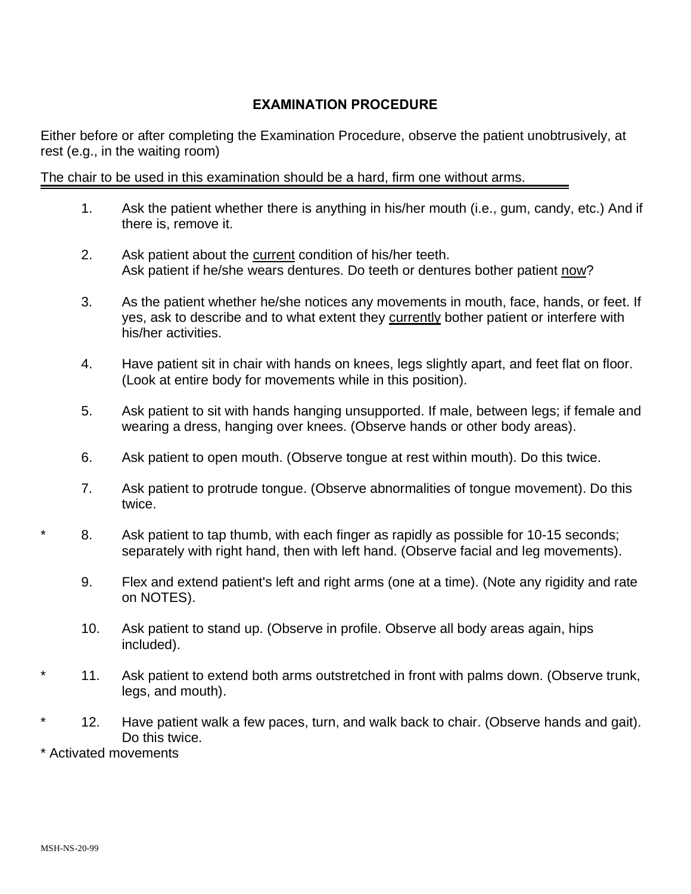## EXAMINATION PROCEDURE

Either before or after completing the Examination Procedure, observe the patient unobtrusively, at rest (e.g., in the waiting room)

<u>The chair to be used in this examination should be a hard, firm one without arms.</u>

1. Ask the patient whether there is anything in his/her mouth (i.e., gum, candy, etc.) And if there is, remove it.

2. Ask patient about the <u>current</u> condition of his/her teeth.
   Ask patient if he/she wears dentures. Do teeth or dentures bother patient <u>now</u>?

3. As the patient whether he/she notices any movements in mouth, face, hands, or feet. If yes, ask to describe and to what extent they <u>currently</u> bother patient or interfere with his/her activities.

4. Have patient sit in chair with hands on knees, legs slightly apart, and feet flat on floor. (Look at entire body for movements while in this position).

5. Ask patient to sit with hands hanging unsupported. If male, between legs; if female and wearing a dress, hanging over knees. (Observe hands or other body areas).

6. Ask patient to open mouth. (Observe tongue at rest within mouth). Do this twice.

7. Ask patient to protrude tongue. (Observe abnormalities of tongue movement). Do this twice.

8. * Ask patient to tap thumb, with each finger as rapidly as possible for 10-15 seconds; separately with right hand, then with left hand. (Observe facial and leg movements).

9. Flex and extend patient's left and right arms (one at a time). (Note any rigidity and rate on NOTES).

10. Ask patient to stand up. (Observe in profile. Observe all body areas again, hips included).

11. * Ask patient to extend both arms outstretched in front with palms down. (Observe trunk, legs, and mouth).

12. * Have patient walk a few paces, turn, and walk back to chair. (Observe hands and gait). Do this twice.

* Activated movements

MSH-NS-20-99